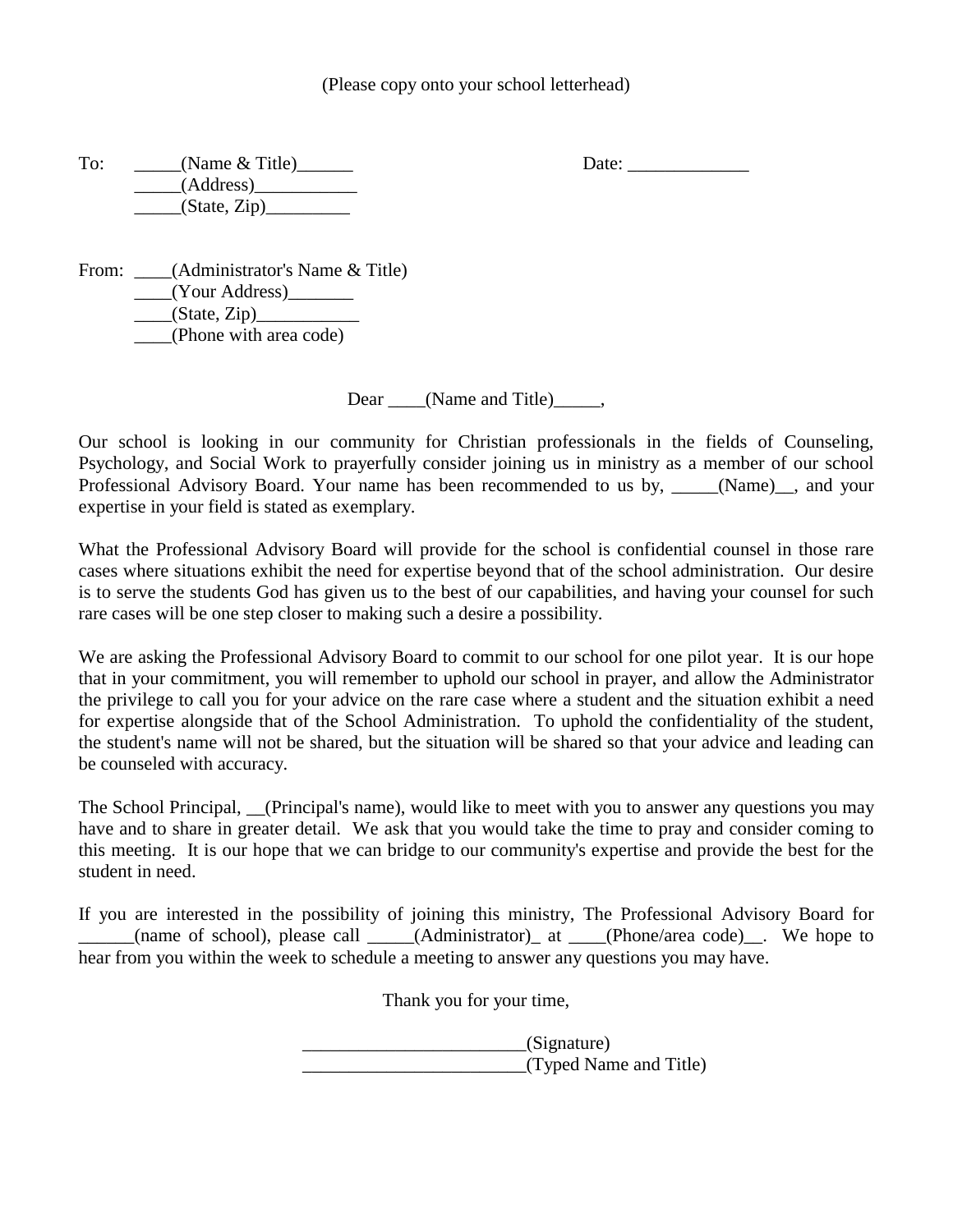(Please copy onto your school letterhead)

To: _____(Name & Title)______
_____(Address)___________
_____(State, Zip)_________

Date: _____________

From: ____(Administrator's Name & Title)
____(Your Address)_______
____(State, Zip)___________
____(Phone with area code)

Dear ____(Name and Title)_____,

Our school is looking in our community for Christian professionals in the fields of Counseling, Psychology, and Social Work to prayerfully consider joining us in ministry as a member of our school Professional Advisory Board. Your name has been recommended to us by, _____(Name)__, and your expertise in your field is stated as exemplary.

What the Professional Advisory Board will provide for the school is confidential counsel in those rare cases where situations exhibit the need for expertise beyond that of the school administration. Our desire is to serve the students God has given us to the best of our capabilities, and having your counsel for such rare cases will be one step closer to making such a desire a possibility.

We are asking the Professional Advisory Board to commit to our school for one pilot year. It is our hope that in your commitment, you will remember to uphold our school in prayer, and allow the Administrator the privilege to call you for your advice on the rare case where a student and the situation exhibit a need for expertise alongside that of the School Administration. To uphold the confidentiality of the student, the student's name will not be shared, but the situation will be shared so that your advice and leading can be counseled with accuracy.

The School Principal, __(Principal's name), would like to meet with you to answer any questions you may have and to share in greater detail. We ask that you would take the time to pray and consider coming to this meeting. It is our hope that we can bridge to our community's expertise and provide the best for the student in need.

If you are interested in the possibility of joining this ministry, The Professional Advisory Board for ______(name of school), please call _____(Administrator)_ at ____(Phone/area code)__. We hope to hear from you within the week to schedule a meeting to answer any questions you may have.

Thank you for your time,

________________________(Signature)
________________________(Typed Name and Title)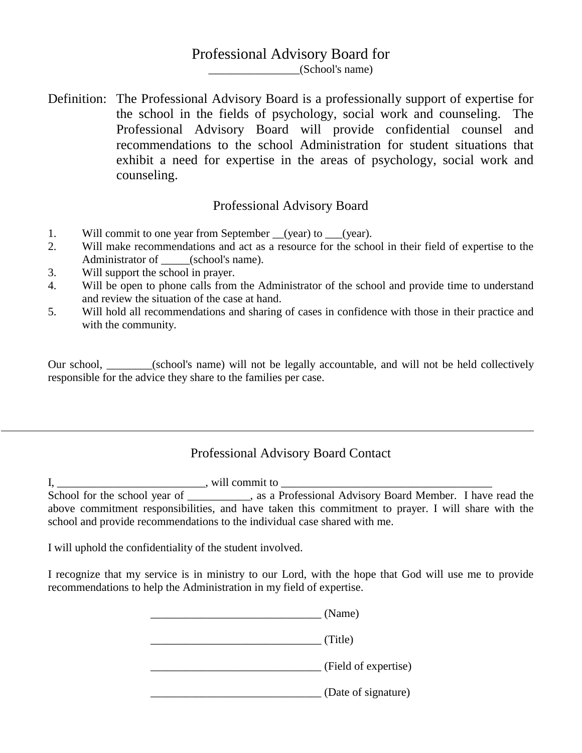# Professional Advisory Board for

_______________(School's name)

Definition: The Professional Advisory Board is a professionally support of expertise for the school in the fields of psychology, social work and counseling. The Professional Advisory Board will provide confidential counsel and recommendations to the school Administration for student situations that exhibit a need for expertise in the areas of psychology, social work and counseling.

## Professional Advisory Board

1. Will commit to one year from September __(year) to ___(year).
2. Will make recommendations and act as a resource for the school in their field of expertise to the Administrator of _____(school's name).
3. Will support the school in prayer.
4. Will be open to phone calls from the Administrator of the school and provide time to understand and review the situation of the case at hand.
5. Will hold all recommendations and sharing of cases in confidence with those in their practice and with the community.

Our school, ________(school's name) will not be legally accountable, and will not be held collectively responsible for the advice they share to the families per case.

---

## Professional Advisory Board Contact

I, __________________________, will commit to _____________________________________ School for the school year of ___________, as a Professional Advisory Board Member. I have read the above commitment responsibilities, and have taken this commitment to prayer. I will share with the school and provide recommendations to the individual case shared with me.

I will uphold the confidentiality of the student involved.

I recognize that my service is in ministry to our Lord, with the hope that God will use me to provide recommendations to help the Administration in my field of expertise.

______________________________ (Name)

______________________________ (Title)

______________________________ (Field of expertise)

______________________________ (Date of signature)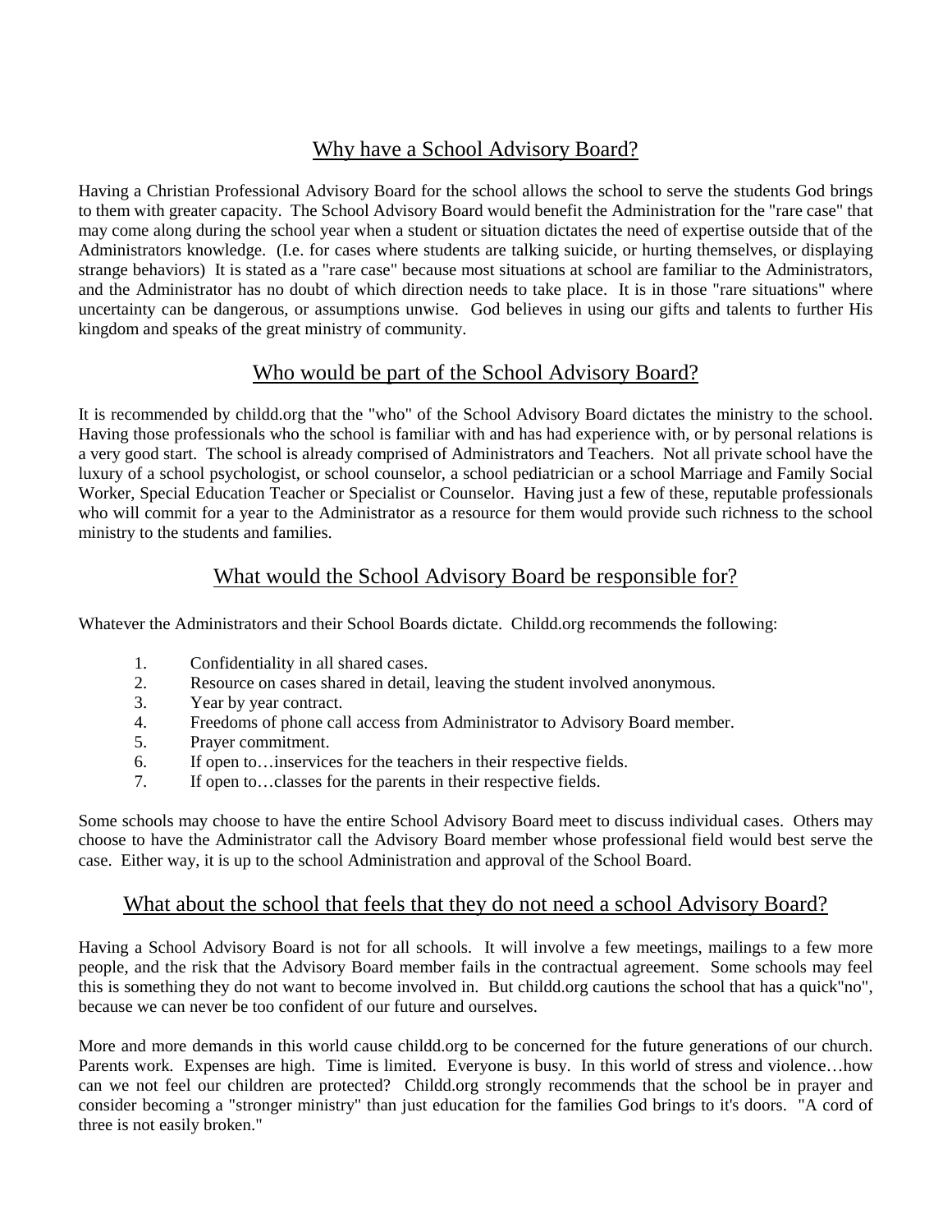## Why have a School Advisory Board?

Having a Christian Professional Advisory Board for the school allows the school to serve the students God brings to them with greater capacity. The School Advisory Board would benefit the Administration for the "rare case" that may come along during the school year when a student or situation dictates the need of expertise outside that of the Administrators knowledge. (I.e. for cases where students are talking suicide, or hurting themselves, or displaying strange behaviors) It is stated as a "rare case" because most situations at school are familiar to the Administrators, and the Administrator has no doubt of which direction needs to take place. It is in those "rare situations" where uncertainty can be dangerous, or assumptions unwise. God believes in using our gifts and talents to further His kingdom and speaks of the great ministry of community.

## Who would be part of the School Advisory Board?

It is recommended by childd.org that the "who" of the School Advisory Board dictates the ministry to the school. Having those professionals who the school is familiar with and has had experience with, or by personal relations is a very good start. The school is already comprised of Administrators and Teachers. Not all private school have the luxury of a school psychologist, or school counselor, a school pediatrician or a school Marriage and Family Social Worker, Special Education Teacher or Specialist or Counselor. Having just a few of these, reputable professionals who will commit for a year to the Administrator as a resource for them would provide such richness to the school ministry to the students and families.

## What would the School Advisory Board be responsible for?

Whatever the Administrators and their School Boards dictate. Childd.org recommends the following:

1. Confidentiality in all shared cases.
2. Resource on cases shared in detail, leaving the student involved anonymous.
3. Year by year contract.
4. Freedoms of phone call access from Administrator to Advisory Board member.
5. Prayer commitment.
6. If open to…inservices for the teachers in their respective fields.
7. If open to…classes for the parents in their respective fields.

Some schools may choose to have the entire School Advisory Board meet to discuss individual cases. Others may choose to have the Administrator call the Advisory Board member whose professional field would best serve the case. Either way, it is up to the school Administration and approval of the School Board.

## What about the school that feels that they do not need a school Advisory Board?

Having a School Advisory Board is not for all schools. It will involve a few meetings, mailings to a few more people, and the risk that the Advisory Board member fails in the contractual agreement. Some schools may feel this is something they do not want to become involved in. But childd.org cautions the school that has a quick"no", because we can never be too confident of our future and ourselves.

More and more demands in this world cause childd.org to be concerned for the future generations of our church. Parents work. Expenses are high. Time is limited. Everyone is busy. In this world of stress and violence…how can we not feel our children are protected? Childd.org strongly recommends that the school be in prayer and consider becoming a "stronger ministry" than just education for the families God brings to it's doors. "A cord of three is not easily broken."